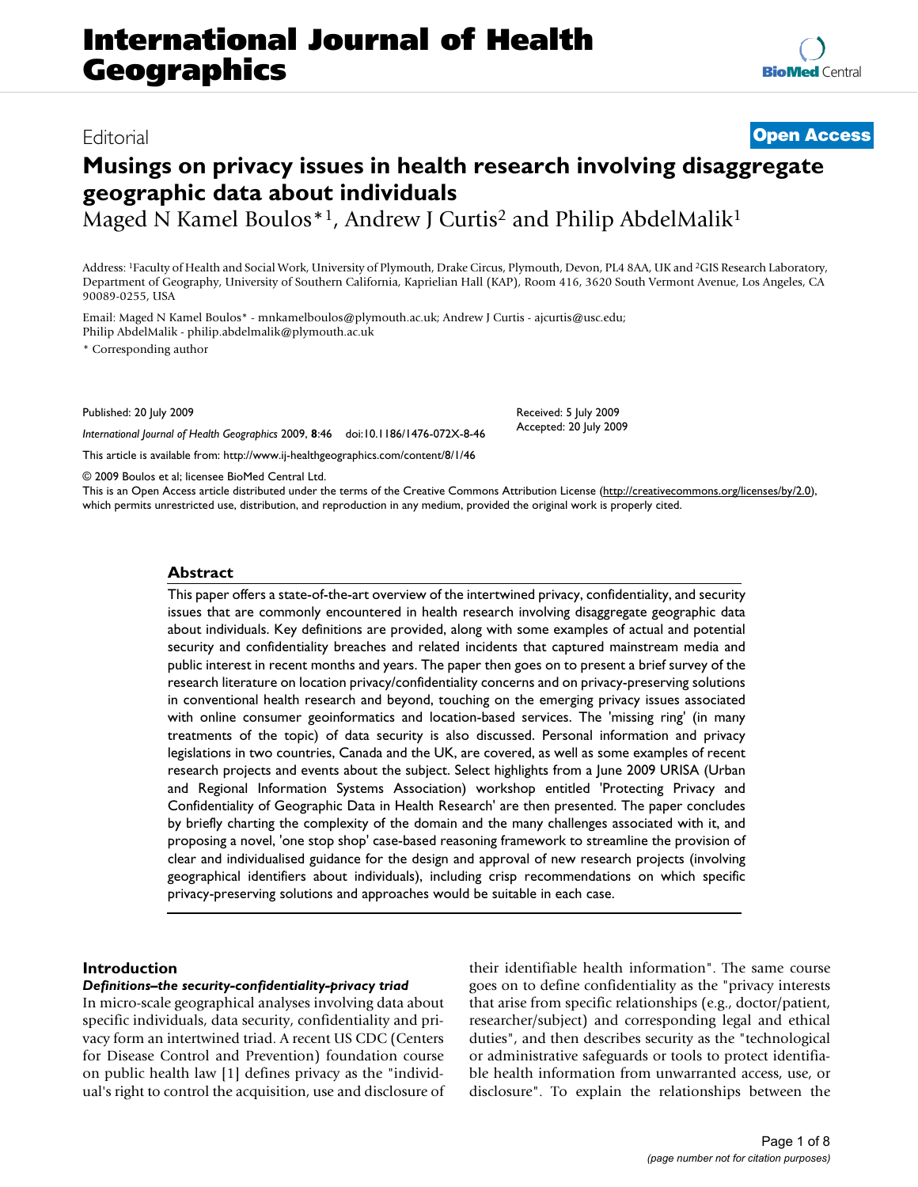# International Journal of Health Geographics

Editorial

**Open Access**

# Musings on privacy issues in health research involving disaggregate geographic data about individuals

Maged N Kamel Boulos*[1], Andrew J Curtis[2] and Philip AbdelMalik[1]

Address: [1]Faculty of Health and Social Work, University of Plymouth, Drake Circus, Plymouth, Devon, PL4 8AA, UK and [2]GIS Research Laboratory, Department of Geography, University of Southern California, Kaprielian Hall (KAP), Room 416, 3620 South Vermont Avenue, Los Angeles, CA 90089-0255, USA

Email: Maged N Kamel Boulos* - mnkamelboulos@plymouth.ac.uk; Andrew J Curtis - ajcurtis@usc.edu; Philip AbdelMalik - philip.abdelmalik@plymouth.ac.uk

\* Corresponding author

Published: 20 July 2009

*International Journal of Health Geographics* 2009, **8**:46 doi:10.1186/1476-072X-8-46

Received: 5 July 2009
Accepted: 20 July 2009

This article is available from: http://www.ij-healthgeographics.com/content/8/1/46

© 2009 Boulos et al; licensee BioMed Central Ltd.

This is an Open Access article distributed under the terms of the Creative Commons Attribution License (http://creativecommons.org/licenses/by/2.0), which permits unrestricted use, distribution, and reproduction in any medium, provided the original work is properly cited.

## Abstract

This paper offers a state-of-the-art overview of the intertwined privacy, confidentiality, and security issues that are commonly encountered in health research involving disaggregate geographic data about individuals. Key definitions are provided, along with some examples of actual and potential security and confidentiality breaches and related incidents that captured mainstream media and public interest in recent months and years. The paper then goes on to present a brief survey of the research literature on location privacy/confidentiality concerns and on privacy-preserving solutions in conventional health research and beyond, touching on the emerging privacy issues associated with online consumer geoinformatics and location-based services. The 'missing ring' (in many treatments of the topic) of data security is also discussed. Personal information and privacy legislations in two countries, Canada and the UK, are covered, as well as some examples of recent research projects and events about the subject. Select highlights from a June 2009 URISA (Urban and Regional Information Systems Association) workshop entitled 'Protecting Privacy and Confidentiality of Geographic Data in Health Research' are then presented. The paper concludes by briefly charting the complexity of the domain and the many challenges associated with it, and proposing a novel, 'one stop shop' case-based reasoning framework to streamline the provision of clear and individualised guidance for the design and approval of new research projects (involving geographical identifiers about individuals), including crisp recommendations on which specific privacy-preserving solutions and approaches would be suitable in each case.

## Introduction

### *Definitions–the security-confidentiality-privacy triad*

In micro-scale geographical analyses involving data about specific individuals, data security, confidentiality and privacy form an intertwined triad. A recent US CDC (Centers for Disease Control and Prevention) foundation course on public health law [1] defines privacy as the "individual's right to control the acquisition, use and disclosure of their identifiable health information". The same course goes on to define confidentiality as the "privacy interests that arise from specific relationships (e.g., doctor/patient, researcher/subject) and corresponding legal and ethical duties", and then describes security as the "technological or administrative safeguards or tools to protect identifiable health information from unwarranted access, use, or disclosure". To explain the relationships between the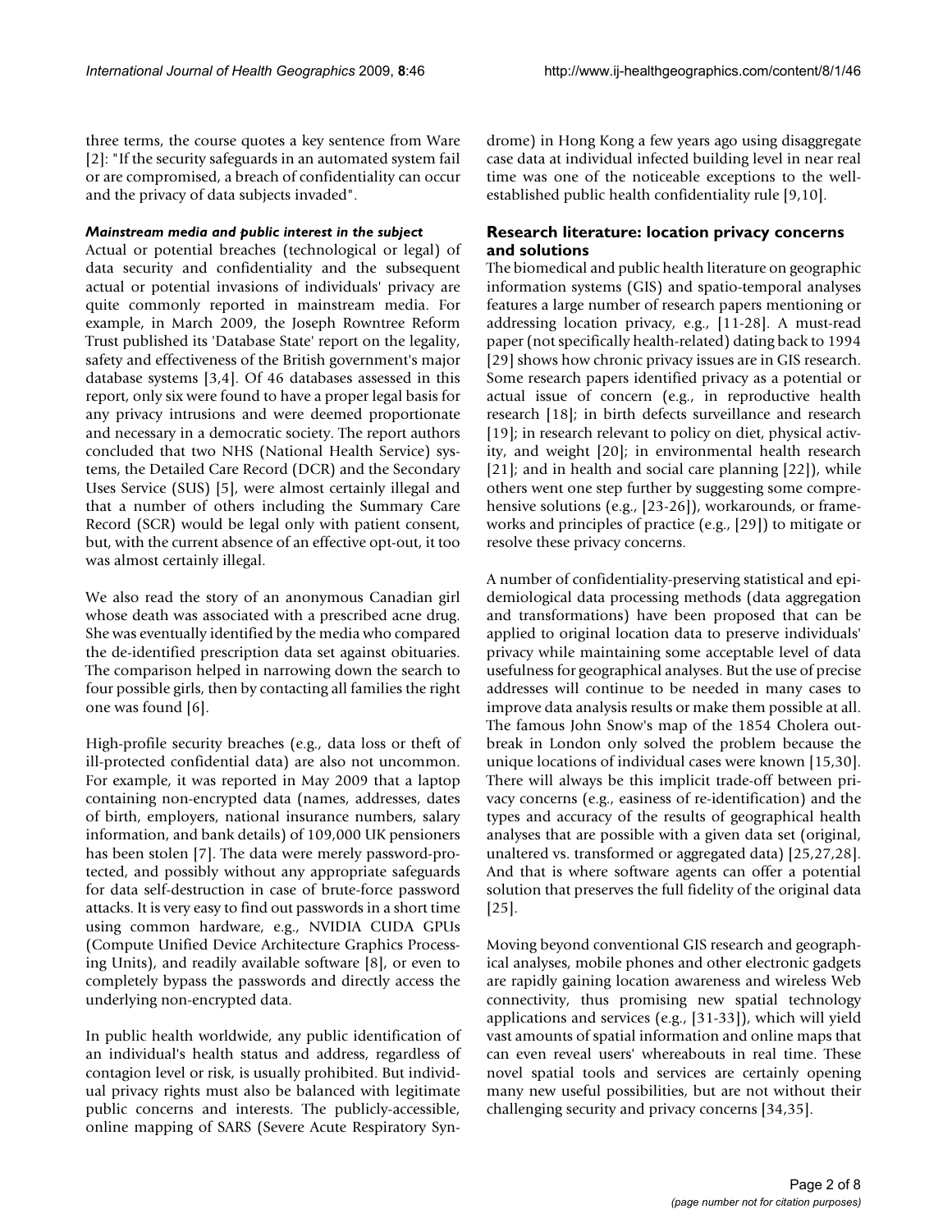three terms, the course quotes a key sentence from Ware [2]: "If the security safeguards in an automated system fail or are compromised, a breach of confidentiality can occur and the privacy of data subjects invaded".

### *Mainstream media and public interest in the subject*

Actual or potential breaches (technological or legal) of data security and confidentiality and the subsequent actual or potential invasions of individuals' privacy are quite commonly reported in mainstream media. For example, in March 2009, the Joseph Rowntree Reform Trust published its 'Database State' report on the legality, safety and effectiveness of the British government's major database systems [3,4]. Of 46 databases assessed in this report, only six were found to have a proper legal basis for any privacy intrusions and were deemed proportionate and necessary in a democratic society. The report authors concluded that two NHS (National Health Service) systems, the Detailed Care Record (DCR) and the Secondary Uses Service (SUS) [5], were almost certainly illegal and that a number of others including the Summary Care Record (SCR) would be legal only with patient consent, but, with the current absence of an effective opt-out, it too was almost certainly illegal.

We also read the story of an anonymous Canadian girl whose death was associated with a prescribed acne drug. She was eventually identified by the media who compared the de-identified prescription data set against obituaries. The comparison helped in narrowing down the search to four possible girls, then by contacting all families the right one was found [6].

High-profile security breaches (e.g., data loss or theft of ill-protected confidential data) are also not uncommon. For example, it was reported in May 2009 that a laptop containing non-encrypted data (names, addresses, dates of birth, employers, national insurance numbers, salary information, and bank details) of 109,000 UK pensioners has been stolen [7]. The data were merely password-protected, and possibly without any appropriate safeguards for data self-destruction in case of brute-force password attacks. It is very easy to find out passwords in a short time using common hardware, e.g., NVIDIA CUDA GPUs (Compute Unified Device Architecture Graphics Processing Units), and readily available software [8], or even to completely bypass the passwords and directly access the underlying non-encrypted data.

In public health worldwide, any public identification of an individual's health status and address, regardless of contagion level or risk, is usually prohibited. But individual privacy rights must also be balanced with legitimate public concerns and interests. The publicly-accessible, online mapping of SARS (Severe Acute Respiratory Syndrome) in Hong Kong a few years ago using disaggregate case data at individual infected building level in near real time was one of the noticeable exceptions to the well-established public health confidentiality rule [9,10].

## Research literature: location privacy concerns and solutions

The biomedical and public health literature on geographic information systems (GIS) and spatio-temporal analyses features a large number of research papers mentioning or addressing location privacy, e.g., [11-28]. A must-read paper (not specifically health-related) dating back to 1994 [29] shows how chronic privacy issues are in GIS research. Some research papers identified privacy as a potential or actual issue of concern (e.g., in reproductive health research [18]; in birth defects surveillance and research [19]; in research relevant to policy on diet, physical activity, and weight [20]; in environmental health research [21]; and in health and social care planning [22]), while others went one step further by suggesting some comprehensive solutions (e.g., [23-26]), workarounds, or frameworks and principles of practice (e.g., [29]) to mitigate or resolve these privacy concerns.

A number of confidentiality-preserving statistical and epidemiological data processing methods (data aggregation and transformations) have been proposed that can be applied to original location data to preserve individuals' privacy while maintaining some acceptable level of data usefulness for geographical analyses. But the use of precise addresses will continue to be needed in many cases to improve data analysis results or make them possible at all. The famous John Snow's map of the 1854 Cholera outbreak in London only solved the problem because the unique locations of individual cases were known [15,30]. There will always be this implicit trade-off between privacy concerns (e.g., easiness of re-identification) and the types and accuracy of the results of geographical health analyses that are possible with a given data set (original, unaltered vs. transformed or aggregated data) [25,27,28]. And that is where software agents can offer a potential solution that preserves the full fidelity of the original data [25].

Moving beyond conventional GIS research and geographical analyses, mobile phones and other electronic gadgets are rapidly gaining location awareness and wireless Web connectivity, thus promising new spatial technology applications and services (e.g., [31-33]), which will yield vast amounts of spatial information and online maps that can even reveal users' whereabouts in real time. These novel spatial tools and services are certainly opening many new useful possibilities, but are not without their challenging security and privacy concerns [34,35].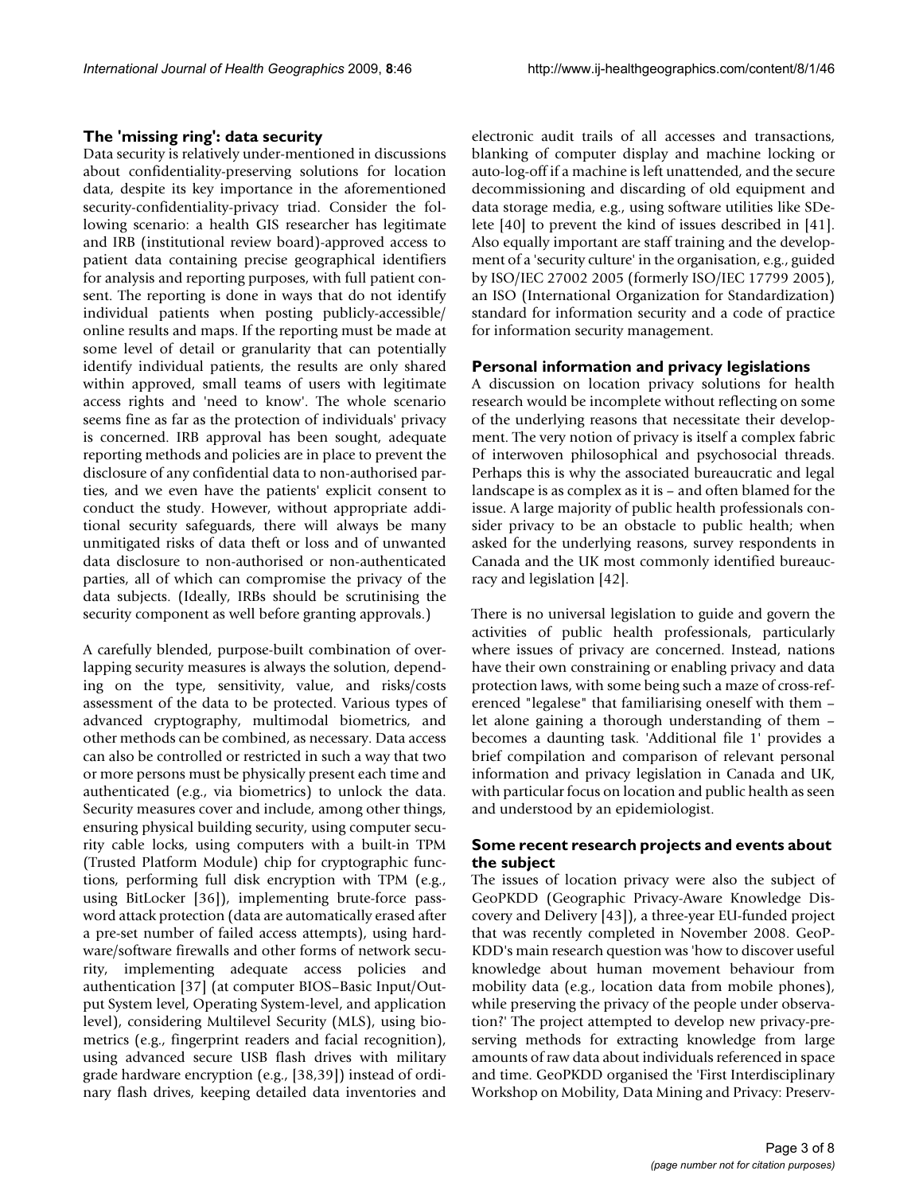### The 'missing ring': data security

Data security is relatively under-mentioned in discussions about confidentiality-preserving solutions for location data, despite its key importance in the aforementioned security-confidentiality-privacy triad. Consider the following scenario: a health GIS researcher has legitimate and IRB (institutional review board)-approved access to patient data containing precise geographical identifiers for analysis and reporting purposes, with full patient consent. The reporting is done in ways that do not identify individual patients when posting publicly-accessible/ online results and maps. If the reporting must be made at some level of detail or granularity that can potentially identify individual patients, the results are only shared within approved, small teams of users with legitimate access rights and 'need to know'. The whole scenario seems fine as far as the protection of individuals' privacy is concerned. IRB approval has been sought, adequate reporting methods and policies are in place to prevent the disclosure of any confidential data to non-authorised parties, and we even have the patients' explicit consent to conduct the study. However, without appropriate additional security safeguards, there will always be many unmitigated risks of data theft or loss and of unwanted data disclosure to non-authorised or non-authenticated parties, all of which can compromise the privacy of the data subjects. (Ideally, IRBs should be scrutinising the security component as well before granting approvals.)

A carefully blended, purpose-built combination of overlapping security measures is always the solution, depending on the type, sensitivity, value, and risks/costs assessment of the data to be protected. Various types of advanced cryptography, multimodal biometrics, and other methods can be combined, as necessary. Data access can also be controlled or restricted in such a way that two or more persons must be physically present each time and authenticated (e.g., via biometrics) to unlock the data. Security measures cover and include, among other things, ensuring physical building security, using computer security cable locks, using computers with a built-in TPM (Trusted Platform Module) chip for cryptographic functions, performing full disk encryption with TPM (e.g., using BitLocker [36]), implementing brute-force password attack protection (data are automatically erased after a pre-set number of failed access attempts), using hardware/software firewalls and other forms of network security, implementing adequate access policies and authentication [37] (at computer BIOS–Basic Input/Output System level, Operating System-level, and application level), considering Multilevel Security (MLS), using biometrics (e.g., fingerprint readers and facial recognition), using advanced secure USB flash drives with military grade hardware encryption (e.g., [38,39]) instead of ordinary flash drives, keeping detailed data inventories and electronic audit trails of all accesses and transactions, blanking of computer display and machine locking or auto-log-off if a machine is left unattended, and the secure decommissioning and discarding of old equipment and data storage media, e.g., using software utilities like SDelete [40] to prevent the kind of issues described in [41]. Also equally important are staff training and the development of a 'security culture' in the organisation, e.g., guided by ISO/IEC 27002 2005 (formerly ISO/IEC 17799 2005), an ISO (International Organization for Standardization) standard for information security and a code of practice for information security management.

### Personal information and privacy legislations

A discussion on location privacy solutions for health research would be incomplete without reflecting on some of the underlying reasons that necessitate their development. The very notion of privacy is itself a complex fabric of interwoven philosophical and psychosocial threads. Perhaps this is why the associated bureaucratic and legal landscape is as complex as it is – and often blamed for the issue. A large majority of public health professionals consider privacy to be an obstacle to public health; when asked for the underlying reasons, survey respondents in Canada and the UK most commonly identified bureaucracy and legislation [42].

There is no universal legislation to guide and govern the activities of public health professionals, particularly where issues of privacy are concerned. Instead, nations have their own constraining or enabling privacy and data protection laws, with some being such a maze of cross-referenced "legalese" that familiarising oneself with them – let alone gaining a thorough understanding of them – becomes a daunting task. 'Additional file 1' provides a brief compilation and comparison of relevant personal information and privacy legislation in Canada and UK, with particular focus on location and public health as seen and understood by an epidemiologist.

### Some recent research projects and events about the subject

The issues of location privacy were also the subject of GeoPKDD (Geographic Privacy-Aware Knowledge Discovery and Delivery [43]), a three-year EU-funded project that was recently completed in November 2008. GeoPKDD's main research question was 'how to discover useful knowledge about human movement behaviour from mobility data (e.g., location data from mobile phones), while preserving the privacy of the people under observation?' The project attempted to develop new privacy-preserving methods for extracting knowledge from large amounts of raw data about individuals referenced in space and time. GeoPKDD organised the 'First Interdisciplinary Workshop on Mobility, Data Mining and Privacy: Preserv-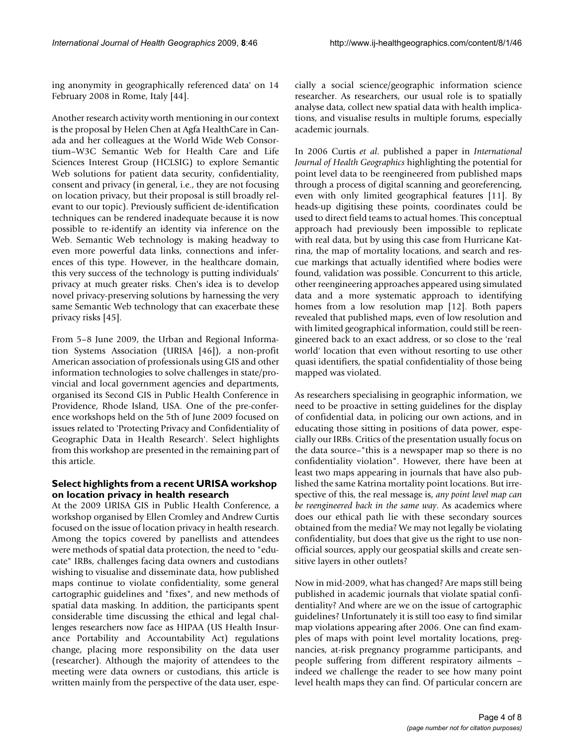ing anonymity in geographically referenced data' on 14 February 2008 in Rome, Italy [44].

Another research activity worth mentioning in our context is the proposal by Helen Chen at Agfa HealthCare in Canada and her colleagues at the World Wide Web Consortium–W3C Semantic Web for Health Care and Life Sciences Interest Group (HCLSIG) to explore Semantic Web solutions for patient data security, confidentiality, consent and privacy (in general, i.e., they are not focusing on location privacy, but their proposal is still broadly relevant to our topic). Previously sufficient de-identification techniques can be rendered inadequate because it is now possible to re-identify an identity via inference on the Web. Semantic Web technology is making headway to even more powerful data links, connections and inferences of this type. However, in the healthcare domain, this very success of the technology is putting individuals' privacy at much greater risks. Chen's idea is to develop novel privacy-preserving solutions by harnessing the very same Semantic Web technology that can exacerbate these privacy risks [45].

From 5–8 June 2009, the Urban and Regional Information Systems Association (URISA [46]), a non-profit American association of professionals using GIS and other information technologies to solve challenges in state/provincial and local government agencies and departments, organised its Second GIS in Public Health Conference in Providence, Rhode Island, USA. One of the pre-conference workshops held on the 5th of June 2009 focused on issues related to 'Protecting Privacy and Confidentiality of Geographic Data in Health Research'. Select highlights from this workshop are presented in the remaining part of this article.

## Select highlights from a recent URISA workshop on location privacy in health research

At the 2009 URISA GIS in Public Health Conference, a workshop organised by Ellen Cromley and Andrew Curtis focused on the issue of location privacy in health research. Among the topics covered by panellists and attendees were methods of spatial data protection, the need to "educate" IRBs, challenges facing data owners and custodians wishing to visualise and disseminate data, how published maps continue to violate confidentiality, some general cartographic guidelines and "fixes", and new methods of spatial data masking. In addition, the participants spent considerable time discussing the ethical and legal challenges researchers now face as HIPAA (US Health Insurance Portability and Accountability Act) regulations change, placing more responsibility on the data user (researcher). Although the majority of attendees to the meeting were data owners or custodians, this article is written mainly from the perspective of the data user, especially a social science/geographic information science researcher. As researchers, our usual role is to spatially analyse data, collect new spatial data with health implications, and visualise results in multiple forums, especially academic journals.

In 2006 Curtis *et al*. published a paper in *International Journal of Health Geographics* highlighting the potential for point level data to be reengineered from published maps through a process of digital scanning and georeferencing, even with only limited geographical features [11]. By heads-up digitising these points, coordinates could be used to direct field teams to actual homes. This conceptual approach had previously been impossible to replicate with real data, but by using this case from Hurricane Katrina, the map of mortality locations, and search and rescue markings that actually identified where bodies were found, validation was possible. Concurrent to this article, other reengineering approaches appeared using simulated data and a more systematic approach to identifying homes from a low resolution map [12]. Both papers revealed that published maps, even of low resolution and with limited geographical information, could still be reengineered back to an exact address, or so close to the 'real world' location that even without resorting to use other quasi identifiers, the spatial confidentiality of those being mapped was violated.

As researchers specialising in geographic information, we need to be proactive in setting guidelines for the display of confidential data, in policing our own actions, and in educating those sitting in positions of data power, especially our IRBs. Critics of the presentation usually focus on the data source–"this is a newspaper map so there is no confidentiality violation". However, there have been at least two maps appearing in journals that have also published the same Katrina mortality point locations. But irrespective of this, the real message is, *any point level map can be reengineered back in the same way*. As academics where does our ethical path lie with these secondary sources obtained from the media? We may not legally be violating confidentiality, but does that give us the right to use non-official sources, apply our geospatial skills and create sensitive layers in other outlets?

Now in mid-2009, what has changed? Are maps still being published in academic journals that violate spatial confidentiality? And where are we on the issue of cartographic guidelines? Unfortunately it is still too easy to find similar map violations appearing after 2006. One can find examples of maps with point level mortality locations, pregnancies, at-risk pregnancy programme participants, and people suffering from different respiratory ailments – indeed we challenge the reader to see how many point level health maps they can find. Of particular concern are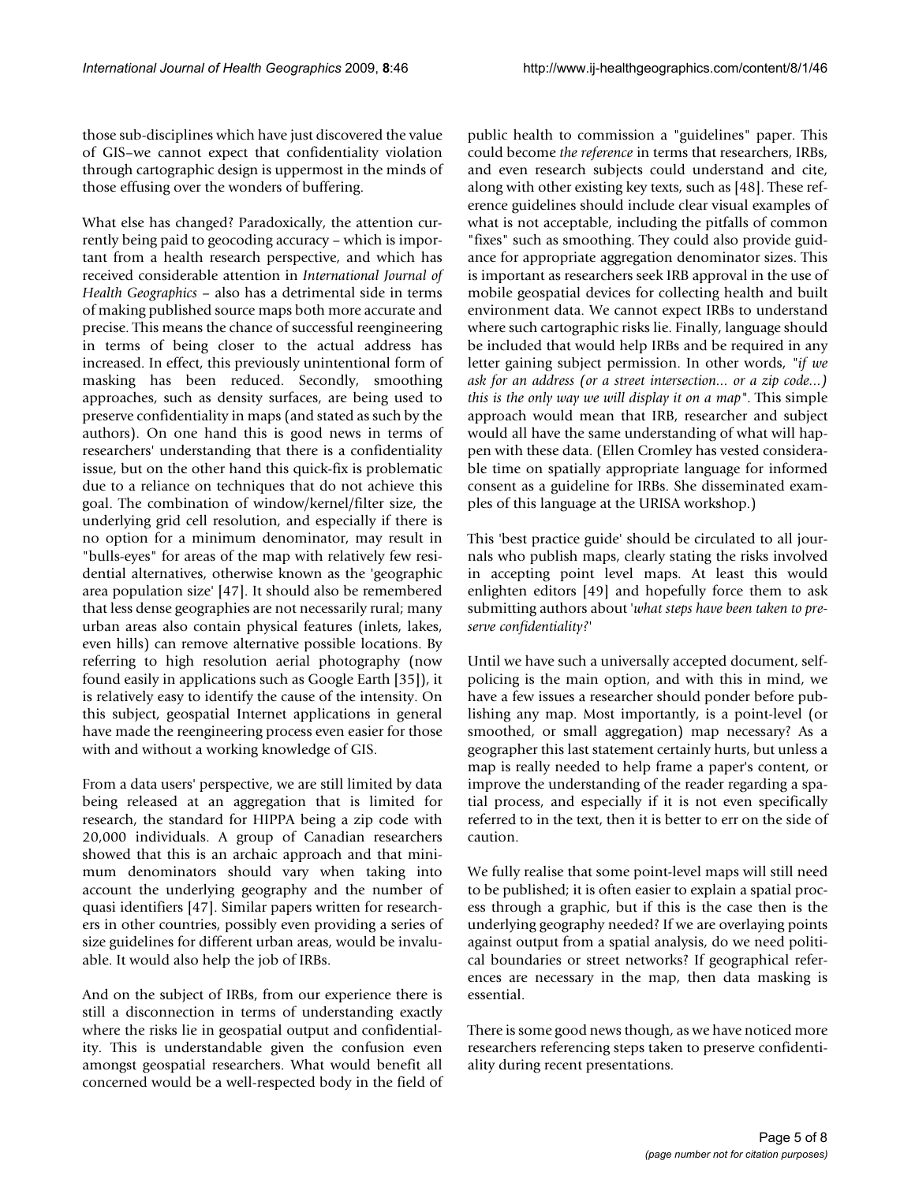those sub-disciplines which have just discovered the value of GIS–we cannot expect that confidentiality violation through cartographic design is uppermost in the minds of those effusing over the wonders of buffering.

What else has changed? Paradoxically, the attention currently being paid to geocoding accuracy – which is important from a health research perspective, and which has received considerable attention in *International Journal of Health Geographics* – also has a detrimental side in terms of making published source maps both more accurate and precise. This means the chance of successful reengineering in terms of being closer to the actual address has increased. In effect, this previously unintentional form of masking has been reduced. Secondly, smoothing approaches, such as density surfaces, are being used to preserve confidentiality in maps (and stated as such by the authors). On one hand this is good news in terms of researchers' understanding that there is a confidentiality issue, but on the other hand this quick-fix is problematic due to a reliance on techniques that do not achieve this goal. The combination of window/kernel/filter size, the underlying grid cell resolution, and especially if there is no option for a minimum denominator, may result in "bulls-eyes" for areas of the map with relatively few residential alternatives, otherwise known as the 'geographic area population size' [47]. It should also be remembered that less dense geographies are not necessarily rural; many urban areas also contain physical features (inlets, lakes, even hills) can remove alternative possible locations. By referring to high resolution aerial photography (now found easily in applications such as Google Earth [35]), it is relatively easy to identify the cause of the intensity. On this subject, geospatial Internet applications in general have made the reengineering process even easier for those with and without a working knowledge of GIS.

From a data users' perspective, we are still limited by data being released at an aggregation that is limited for research, the standard for HIPPA being a zip code with 20,000 individuals. A group of Canadian researchers showed that this is an archaic approach and that minimum denominators should vary when taking into account the underlying geography and the number of quasi identifiers [47]. Similar papers written for researchers in other countries, possibly even providing a series of size guidelines for different urban areas, would be invaluable. It would also help the job of IRBs.

And on the subject of IRBs, from our experience there is still a disconnection in terms of understanding exactly where the risks lie in geospatial output and confidentiality. This is understandable given the confusion even amongst geospatial researchers. What would benefit all concerned would be a well-respected body in the field of public health to commission a "guidelines" paper. This could become *the reference* in terms that researchers, IRBs, and even research subjects could understand and cite, along with other existing key texts, such as [48]. These reference guidelines should include clear visual examples of what is not acceptable, including the pitfalls of common "fixes" such as smoothing. They could also provide guidance for appropriate aggregation denominator sizes. This is important as researchers seek IRB approval in the use of mobile geospatial devices for collecting health and built environment data. We cannot expect IRBs to understand where such cartographic risks lie. Finally, language should be included that would help IRBs and be required in any letter gaining subject permission. In other words, "*if we ask for an address (or a street intersection... or a zip code...) this is the only way we will display it on a map*". This simple approach would mean that IRB, researcher and subject would all have the same understanding of what will happen with these data. (Ellen Cromley has vested considerable time on spatially appropriate language for informed consent as a guideline for IRBs. She disseminated examples of this language at the URISA workshop.)

This 'best practice guide' should be circulated to all journals who publish maps, clearly stating the risks involved in accepting point level maps. At least this would enlighten editors [49] and hopefully force them to ask submitting authors about '*what steps have been taken to preserve confidentiality?*'

Until we have such a universally accepted document, self-policing is the main option, and with this in mind, we have a few issues a researcher should ponder before publishing any map. Most importantly, is a point-level (or smoothed, or small aggregation) map necessary? As a geographer this last statement certainly hurts, but unless a map is really needed to help frame a paper's content, or improve the understanding of the reader regarding a spatial process, and especially if it is not even specifically referred to in the text, then it is better to err on the side of caution.

We fully realise that some point-level maps will still need to be published; it is often easier to explain a spatial process through a graphic, but if this is the case then is the underlying geography needed? If we are overlaying points against output from a spatial analysis, do we need political boundaries or street networks? If geographical references are necessary in the map, then data masking is essential.

There is some good news though, as we have noticed more researchers referencing steps taken to preserve confidentiality during recent presentations.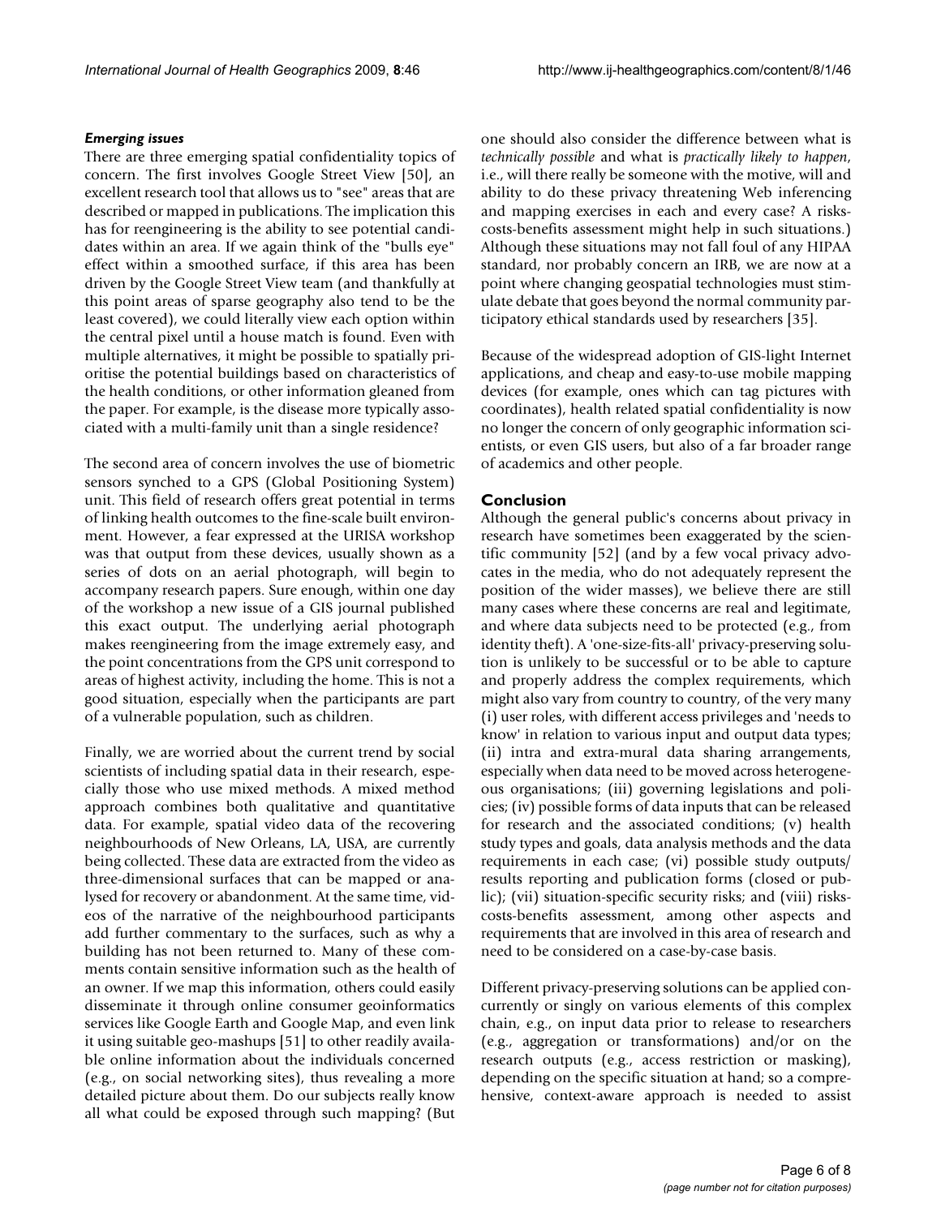### *Emerging issues*

There are three emerging spatial confidentiality topics of concern. The first involves Google Street View [50], an excellent research tool that allows us to "see" areas that are described or mapped in publications. The implication this has for reengineering is the ability to see potential candidates within an area. If we again think of the "bulls eye" effect within a smoothed surface, if this area has been driven by the Google Street View team (and thankfully at this point areas of sparse geography also tend to be the least covered), we could literally view each option within the central pixel until a house match is found. Even with multiple alternatives, it might be possible to spatially prioritise the potential buildings based on characteristics of the health conditions, or other information gleaned from the paper. For example, is the disease more typically associated with a multi-family unit than a single residence?

The second area of concern involves the use of biometric sensors synched to a GPS (Global Positioning System) unit. This field of research offers great potential in terms of linking health outcomes to the fine-scale built environment. However, a fear expressed at the URISA workshop was that output from these devices, usually shown as a series of dots on an aerial photograph, will begin to accompany research papers. Sure enough, within one day of the workshop a new issue of a GIS journal published this exact output. The underlying aerial photograph makes reengineering from the image extremely easy, and the point concentrations from the GPS unit correspond to areas of highest activity, including the home. This is not a good situation, especially when the participants are part of a vulnerable population, such as children.

Finally, we are worried about the current trend by social scientists of including spatial data in their research, especially those who use mixed methods. A mixed method approach combines both qualitative and quantitative data. For example, spatial video data of the recovering neighbourhoods of New Orleans, LA, USA, are currently being collected. These data are extracted from the video as three-dimensional surfaces that can be mapped or analysed for recovery or abandonment. At the same time, videos of the narrative of the neighbourhood participants add further commentary to the surfaces, such as why a building has not been returned to. Many of these comments contain sensitive information such as the health of an owner. If we map this information, others could easily disseminate it through online consumer geoinformatics services like Google Earth and Google Map, and even link it using suitable geo-mashups [51] to other readily available online information about the individuals concerned (e.g., on social networking sites), thus revealing a more detailed picture about them. Do our subjects really know all what could be exposed through such mapping? (But one should also consider the difference between what is *technically possible* and what is *practically likely to happen*, i.e., will there really be someone with the motive, will and ability to do these privacy threatening Web inferencing and mapping exercises in each and every case? A risks-costs-benefits assessment might help in such situations.) Although these situations may not fall foul of any HIPAA standard, nor probably concern an IRB, we are now at a point where changing geospatial technologies must stimulate debate that goes beyond the normal community participatory ethical standards used by researchers [35].

Because of the widespread adoption of GIS-light Internet applications, and cheap and easy-to-use mobile mapping devices (for example, ones which can tag pictures with coordinates), health related spatial confidentiality is now no longer the concern of only geographic information scientists, or even GIS users, but also of a far broader range of academics and other people.

## Conclusion

Although the general public's concerns about privacy in research have sometimes been exaggerated by the scientific community [52] (and by a few vocal privacy advocates in the media, who do not adequately represent the position of the wider masses), we believe there are still many cases where these concerns are real and legitimate, and where data subjects need to be protected (e.g., from identity theft). A 'one-size-fits-all' privacy-preserving solution is unlikely to be successful or to be able to capture and properly address the complex requirements, which might also vary from country to country, of the very many (i) user roles, with different access privileges and 'needs to know' in relation to various input and output data types; (ii) intra and extra-mural data sharing arrangements, especially when data need to be moved across heterogeneous organisations; (iii) governing legislations and policies; (iv) possible forms of data inputs that can be released for research and the associated conditions; (v) health study types and goals, data analysis methods and the data requirements in each case; (vi) possible study outputs/results reporting and publication forms (closed or public); (vii) situation-specific security risks; and (viii) risks-costs-benefits assessment, among other aspects and requirements that are involved in this area of research and need to be considered on a case-by-case basis.

Different privacy-preserving solutions can be applied concurrently or singly on various elements of this complex chain, e.g., on input data prior to release to researchers (e.g., aggregation or transformations) and/or on the research outputs (e.g., access restriction or masking), depending on the specific situation at hand; so a comprehensive, context-aware approach is needed to assist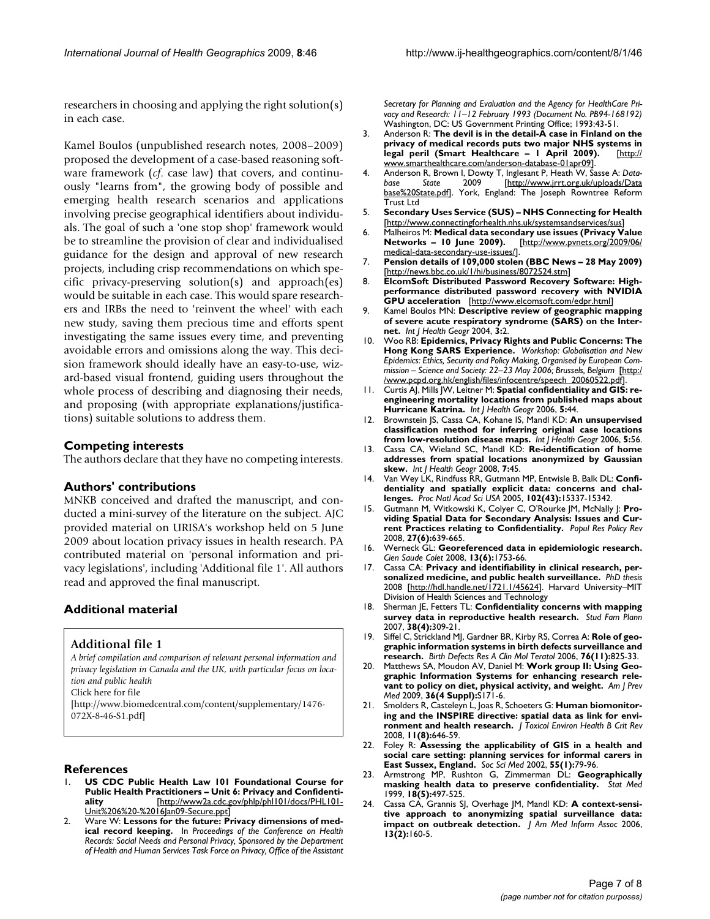researchers in choosing and applying the right solution(s) in each case.

Kamel Boulos (unpublished research notes, 2008–2009) proposed the development of a case-based reasoning software framework (*cf*. case law) that covers, and continuously "learns from", the growing body of possible and emerging health research scenarios and applications involving precise geographical identifiers about individuals. The goal of such a 'one stop shop' framework would be to streamline the provision of clear and individualised guidance for the design and approval of new research projects, including crisp recommendations on which specific privacy-preserving solution(s) and approach(es) would be suitable in each case. This would spare researchers and IRBs the need to 'reinvent the wheel' with each new study, saving them precious time and efforts spent investigating the same issues every time, and preventing avoidable errors and omissions along the way. This decision framework should ideally have an easy-to-use, wizard-based visual frontend, guiding users throughout the whole process of describing and diagnosing their needs, and proposing (with appropriate explanations/justifications) suitable solutions to address them.

## Competing interests

The authors declare that they have no competing interests.

## Authors' contributions

MNKB conceived and drafted the manuscript, and conducted a mini-survey of the literature on the subject. AJC provided material on URISA's workshop held on 5 June 2009 about location privacy issues in health research. PA contributed material on 'personal information and privacy legislations', including 'Additional file 1'. All authors read and approved the final manuscript.

## Additional material

**Additional file 1**

*A brief compilation and comparison of relevant personal information and privacy legislation in Canada and the UK, with particular focus on location and public health*

Click here for file

[http://www.biomedcentral.com/content/supplementary/1476-072X-8-46-S1.pdf]

## References

1. **US CDC Public Health Law 101 Foundational Course for Public Health Practitioners – Unit 6: Privacy and Confidentiality** [http://www2a.cdc.gov/phlp/phl101/docs/PHL101-Unit%206%20-%2016Jan09-Secure.ppt].
2. Ware W: **Lessons for the future: Privacy dimensions of medical record keeping.** In *Proceedings of the Conference on Health Records: Social Needs and Personal Privacy, Sponsored by the Department of Health and Human Services Task Force on Privacy, Office of the Assistant Secretary for Planning and Evaluation and the Agency for HealthCare Privacy and Research: 11–12 February 1993 (Document No. PB94-168192)* Washington, DC: US Government Printing Office; 1993:43-51.
3. Anderson R: **The devil is in the detail-A case in Finland on the privacy of medical records puts two major NHS systems in legal peril (Smart Healthcare – 1 April 2009).** [http://www.smarthealthcare.com/anderson-database-01apr09].
4. Anderson R, Brown I, Dowty T, Inglesant P, Heath W, Sasse A: *Database State* 2009 [http://www.jrrt.org.uk/uploads/Database%20State.pdf]. York, England: The Joseph Rowntree Reform Trust Ltd
5. **Secondary Uses Service (SUS) – NHS Connecting for Health** [http://www.connectingforhealth.nhs.uk/systemsandservices/sus]
6. Malheiros M: **Medical data secondary use issues (Privacy Value Networks – 10 June 2009).** [http://www.pvnets.org/2009/06/medical-data-secondary-use-issues/].
7. **Pension details of 109,000 stolen (BBC News – 28 May 2009)** [http://news.bbc.co.uk/1/hi/business/8072524.stm]
8. **ElcomSoft Distributed Password Recovery Software: High-performance distributed password recovery with NVIDIA GPU acceleration** [http://www.elcomsoft.com/edpr.html]
9. Kamel Boulos MN: **Descriptive review of geographic mapping of severe acute respiratory syndrome (SARS) on the Internet.** *Int J Health Geogr* 2004, **3:**2.
10. Woo RB: **Epidemics, Privacy Rights and Public Concerns: The Hong Kong SARS Experience.** *Workshop: Globalisation and New Epidemics: Ethics, Security and Policy Making, Organised by European Commission – Science and Society: 22–23 May 2006; Brussels, Belgium* [http://www.pcpd.org.hk/english/files/infocentre/speech_20060522.pdf].
11. Curtis AJ, Mills JW, Leitner M: **Spatial confidentiality and GIS: re-engineering mortality locations from published maps about Hurricane Katrina.** *Int J Health Geogr* 2006, **5:**44.
12. Brownstein JS, Cassa CA, Kohane IS, Mandl KD: **An unsupervised classification method for inferring original case locations from low-resolution disease maps.** *Int J Health Geogr* 2006, **5:**56.
13. Cassa CA, Wieland SC, Mandl KD: **Re-identification of home addresses from spatial locations anonymized by Gaussian skew.** *Int J Health Geogr* 2008, **7:**45.
14. Van Wey LK, Rindfuss RR, Gutmann MP, Entwisle B, Balk DL: **Confidentiality and spatially explicit data: concerns and challenges.** *Proc Natl Acad Sci USA* 2005, **102(43):**15337-15342.
15. Gutmann M, Witkowski K, Colyer C, O'Rourke JM, McNally J: **Providing Spatial Data for Secondary Analysis: Issues and Current Practices relating to Confidentiality.** *Popul Res Policy Rev* 2008, **27(6):**639-665.
16. Werneck GL: **Georeferenced data in epidemiologic research.** *Cien Saude Colet* 2008, **13(6):**1753-66.
17. Cassa CA: **Privacy and identifiability in clinical research, personalized medicine, and public health surveillance.** *PhD thesis* 2008 [http://hdl.handle.net/1721.1/45624]. Harvard University–MIT Division of Health Sciences and Technology
18. Sherman JE, Fetters TL: **Confidentiality concerns with mapping survey data in reproductive health research.** *Stud Fam Plann* 2007, **38(4):**309-21.
19. Siffel C, Strickland MJ, Gardner BR, Kirby RS, Correa A: **Role of geographic information systems in birth defects surveillance and research.** *Birth Defects Res A Clin Mol Teratol* 2006, **76(11):**825-33.
20. Matthews SA, Moudon AV, Daniel M: **Work group II: Using Geographic Information Systems for enhancing research relevant to policy on diet, physical activity, and weight.** *Am J Prev Med* 2009, **36(4 Suppl):**S171-6.
21. Smolders R, Casteleyn L, Joas R, Schoeters G: **Human biomonitoring and the INSPIRE directive: spatial data as link for environment and health research.** *J Toxicol Environ Health B Crit Rev* 2008, **11(8):**646-59.
22. Foley R: **Assessing the applicability of GIS in a health and social care setting: planning services for informal carers in East Sussex, England.** *Soc Sci Med* 2002, **55(1):**79-96.
23. Armstrong MP, Rushton G, Zimmerman DL: **Geographically masking health data to preserve confidentiality.** *Stat Med* 1999, **18(5):**497-525.
24. Cassa CA, Grannis SJ, Overhage JM, Mandl KD: **A context-sensitive approach to anonymizing spatial surveillance data: impact on outbreak detection.** *J Am Med Inform Assoc* 2006, **13(2):**160-5.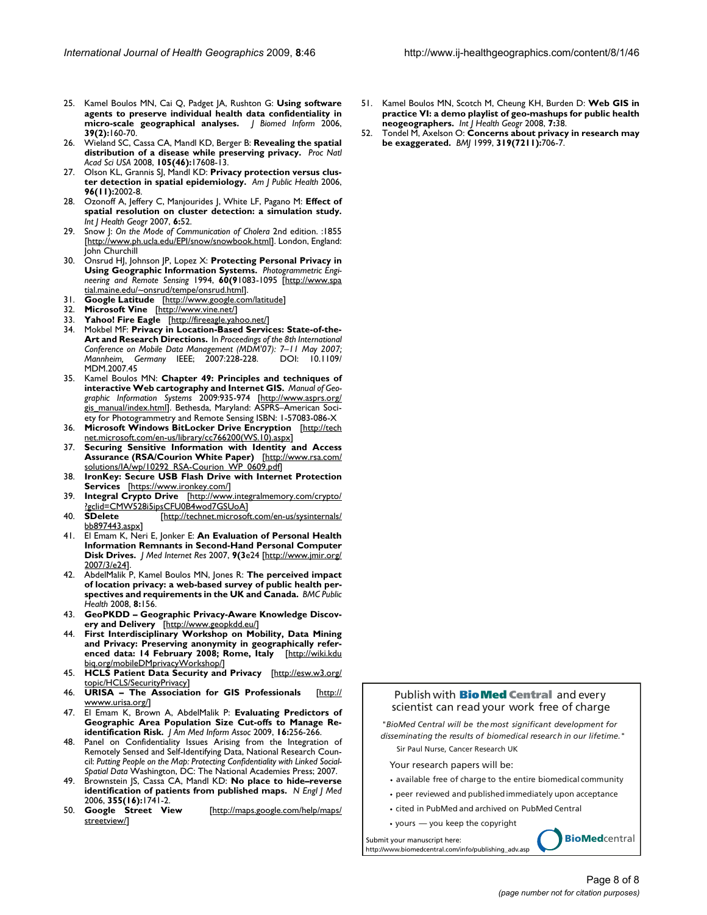25. Kamel Boulos MN, Cai Q, Padget JA, Rushton G: **Using software agents to preserve individual health data confidentiality in micro-scale geographical analyses.** *J Biomed Inform* 2006, **39(2):**160-70.
26. Wieland SC, Cassa CA, Mandl KD, Berger B: **Revealing the spatial distribution of a disease while preserving privacy.** *Proc Natl Acad Sci USA* 2008, **105(46):**17608-13.
27. Olson KL, Grannis SJ, Mandl KD: **Privacy protection versus cluster detection in spatial epidemiology.** *Am J Public Health* 2006, **96(11):**2002-8.
28. Ozonoff A, Jeffery C, Manjourides J, White LF, Pagano M: **Effect of spatial resolution on cluster detection: a simulation study.** *Int J Health Geogr* 2007, **6:**52.
29. Snow J: *On the Mode of Communication of Cholera* 2nd edition. :1855 [http://www.ph.ucla.edu/EPI/snow/snowbook.html]. London, England: John Churchill
30. Onsrud HJ, Johnson JP, Lopez X: **Protecting Personal Privacy in Using Geographic Information Systems.** *Photogrammetric Engineering and Remote Sensing* 1994, **60(9**1083-1095 [http://www.spatial.maine.edu/~onsrud/tempe/onsrud.html].
31. **Google Latitude** [http://www.google.com/latitude]
32. **Microsoft Vine** [http://www.vine.net/]
33. **Yahoo! Fire Eagle** [http://fireeagle.yahoo.net/]
34. Mokbel MF: **Privacy in Location-Based Services: State-of-the-Art and Research Directions.** In *Proceedings of the 8th International Conference on Mobile Data Management (MDM'07): 7–11 May 2007; Mannheim, Germany* IEEE; 2007:228-228. DOI: 10.1109/MDM.2007.45
35. Kamel Boulos MN: **Chapter 49: Principles and techniques of interactive Web cartography and Internet GIS.** *Manual of Geographic Information Systems* 2009:935-974 [http://www.asprs.org/gis_manual/index.html]. Bethesda, Maryland: ASPRS–American Society for Photogrammetry and Remote Sensing ISBN: 1-57083-086-X
36. **Microsoft Windows BitLocker Drive Encryption** [http://technet.microsoft.com/en-us/library/cc766200(WS.10).aspx]
37. **Securing Sensitive Information with Identity and Access Assurance (RSA/Courion White Paper)** [http://www.rsa.com/solutions/IA/wp/10292_RSA-Courion_WP_0609.pdf]
38. **IronKey: Secure USB Flash Drive with Internet Protection Services** [https://www.ironkey.com/]
39. **Integral Crypto Drive** [http://www.integralmemory.com/crypto/?gclid=CMW528i5ipsCFU0B4wod7GSUoA]
40. **SDelete** [http://technet.microsoft.com/en-us/sysinternals/bb897443.aspx]
41. El Emam K, Neri E, Jonker E: **An Evaluation of Personal Health Information Remnants in Second-Hand Personal Computer Disk Drives.** *J Med Internet Res* 2007, **9(3**e24 [http://www.jmir.org/2007/3/e24].
42. AbdelMalik P, Kamel Boulos MN, Jones R: **The perceived impact of location privacy: a web-based survey of public health perspectives and requirements in the UK and Canada.** *BMC Public Health* 2008, **8:**156.
43. **GeoPKDD – Geographic Privacy-Aware Knowledge Discovery and Delivery** [http://www.geopkdd.eu/]
44. **First Interdisciplinary Workshop on Mobility, Data Mining and Privacy: Preserving anonymity in geographically referenced data: 14 February 2008; Rome, Italy** [http://wiki.kdubiq.org/mobileDMprivacyWorkshop/]
45. **HCLS Patient Data Security and Privacy** [http://esw.w3.org/topic/HCLS/SecurityPrivacy]
46. **URISA – The Association for GIS Professionals** [http://wwww.urisa.org/]
47. El Emam K, Brown A, AbdelMalik P: **Evaluating Predictors of Geographic Area Population Size Cut-offs to Manage Re-identification Risk.** *J Am Med Inform Assoc* 2009, **16:**256-266.
48. Panel on Confidentiality Issues Arising from the Integration of Remotely Sensed and Self-Identifying Data, National Research Council: *Putting People on the Map: Protecting Confidentiality with Linked Social-Spatial Data* Washington, DC: The National Academies Press; 2007.
49. Brownstein JS, Cassa CA, Mandl KD: **No place to hide–reverse identification of patients from published maps.** *N Engl J Med* 2006, **355(16):**1741-2.
50. **Google Street View** [http://maps.google.com/help/maps/streetview/]
51. Kamel Boulos MN, Scotch M, Cheung KH, Burden D: **Web GIS in practice VI: a demo playlist of geo-mashups for public health neogeographers.** *Int J Health Geogr* 2008, **7:**38.
52. Tondel M, Axelson O: **Concerns about privacy in research may be exaggerated.** *BMJ* 1999, **319(7211):**706-7.

Publish with **BioMed Central** and every scientist can read your work free of charge

*"BioMed Central will be the most significant development for disseminating the results of biomedical research in our lifetime."*
Sir Paul Nurse, Cancer Research UK

Your research papers will be:

- available free of charge to the entire biomedical community
- peer reviewed and published immediately upon acceptance
- cited in PubMed and archived on PubMed Central
- yours — you keep the copyright

Submit your manuscript here:
http://www.biomedcentral.com/info/publishing_adv.asp

BioMedcentral